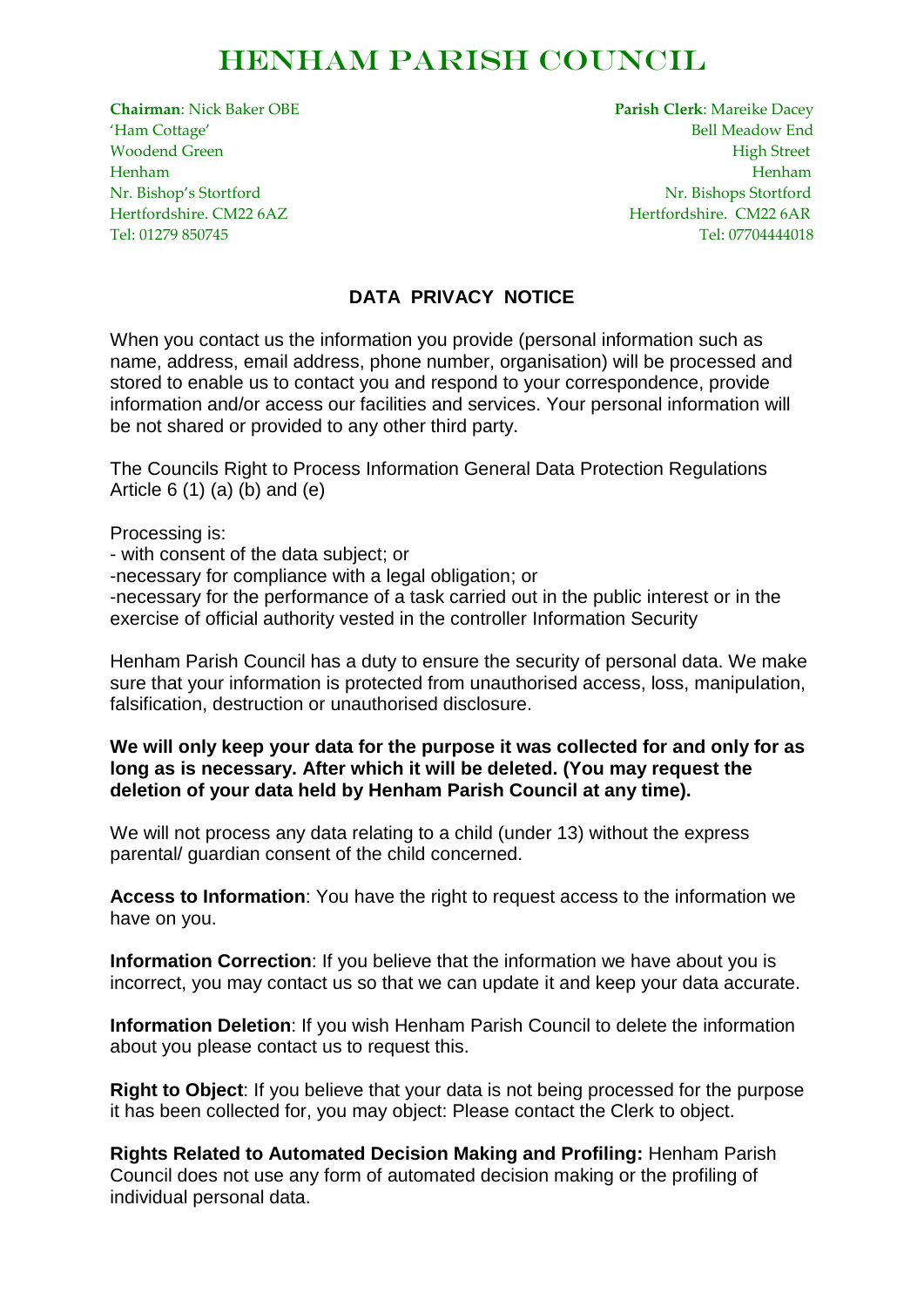# HENHAM PARISH COUNCIL

**Chairman**: Nick Baker OBE
'Ham Cottage'
Woodend Green
Henham
Nr. Bishop's Stortford
Hertfordshire. CM22 6AZ
Tel: 01279 850745

**Parish Clerk**: Mareike Dacey
Bell Meadow End
High Street
Henham
Nr. Bishops Stortford
Hertfordshire. CM22 6AR
Tel: 07704444018

## DATA PRIVACY NOTICE

When you contact us the information you provide (personal information such as name, address, email address, phone number, organisation) will be processed and stored to enable us to contact you and respond to your correspondence, provide information and/or access our facilities and services. Your personal information will be not shared or provided to any other third party.

The Councils Right to Process Information General Data Protection Regulations Article 6 (1) (a) (b) and (e)

Processing is:
- with consent of the data subject; or
-necessary for compliance with a legal obligation; or
-necessary for the performance of a task carried out in the public interest or in the exercise of official authority vested in the controller Information Security

Henham Parish Council has a duty to ensure the security of personal data. We make sure that your information is protected from unauthorised access, loss, manipulation, falsification, destruction or unauthorised disclosure.

**We will only keep your data for the purpose it was collected for and only for as long as is necessary. After which it will be deleted. (You may request the deletion of your data held by Henham Parish Council at any time).**

We will not process any data relating to a child (under 13) without the express parental/ guardian consent of the child concerned.

**Access to Information**: You have the right to request access to the information we have on you.

**Information Correction**: If you believe that the information we have about you is incorrect, you may contact us so that we can update it and keep your data accurate.

**Information Deletion**: If you wish Henham Parish Council to delete the information about you please contact us to request this.

**Right to Object**: If you believe that your data is not being processed for the purpose it has been collected for, you may object: Please contact the Clerk to object.

**Rights Related to Automated Decision Making and Profiling:** Henham Parish Council does not use any form of automated decision making or the profiling of individual personal data.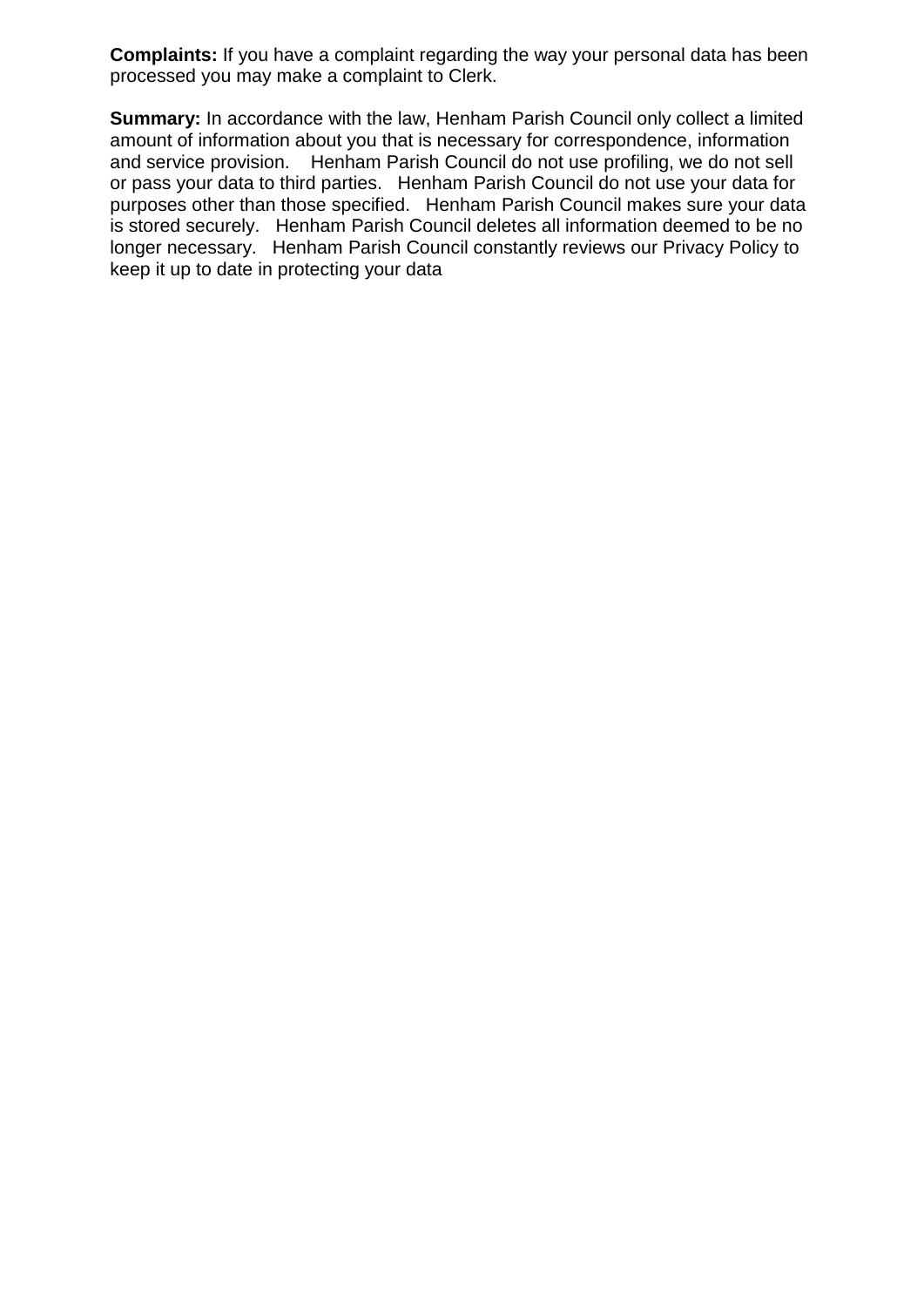**Complaints:** If you have a complaint regarding the way your personal data has been processed you may make a complaint to Clerk.

**Summary:** In accordance with the law, Henham Parish Council only collect a limited amount of information about you that is necessary for correspondence, information and service provision. Henham Parish Council do not use profiling, we do not sell or pass your data to third parties. Henham Parish Council do not use your data for purposes other than those specified. Henham Parish Council makes sure your data is stored securely. Henham Parish Council deletes all information deemed to be no longer necessary. Henham Parish Council constantly reviews our Privacy Policy to keep it up to date in protecting your data